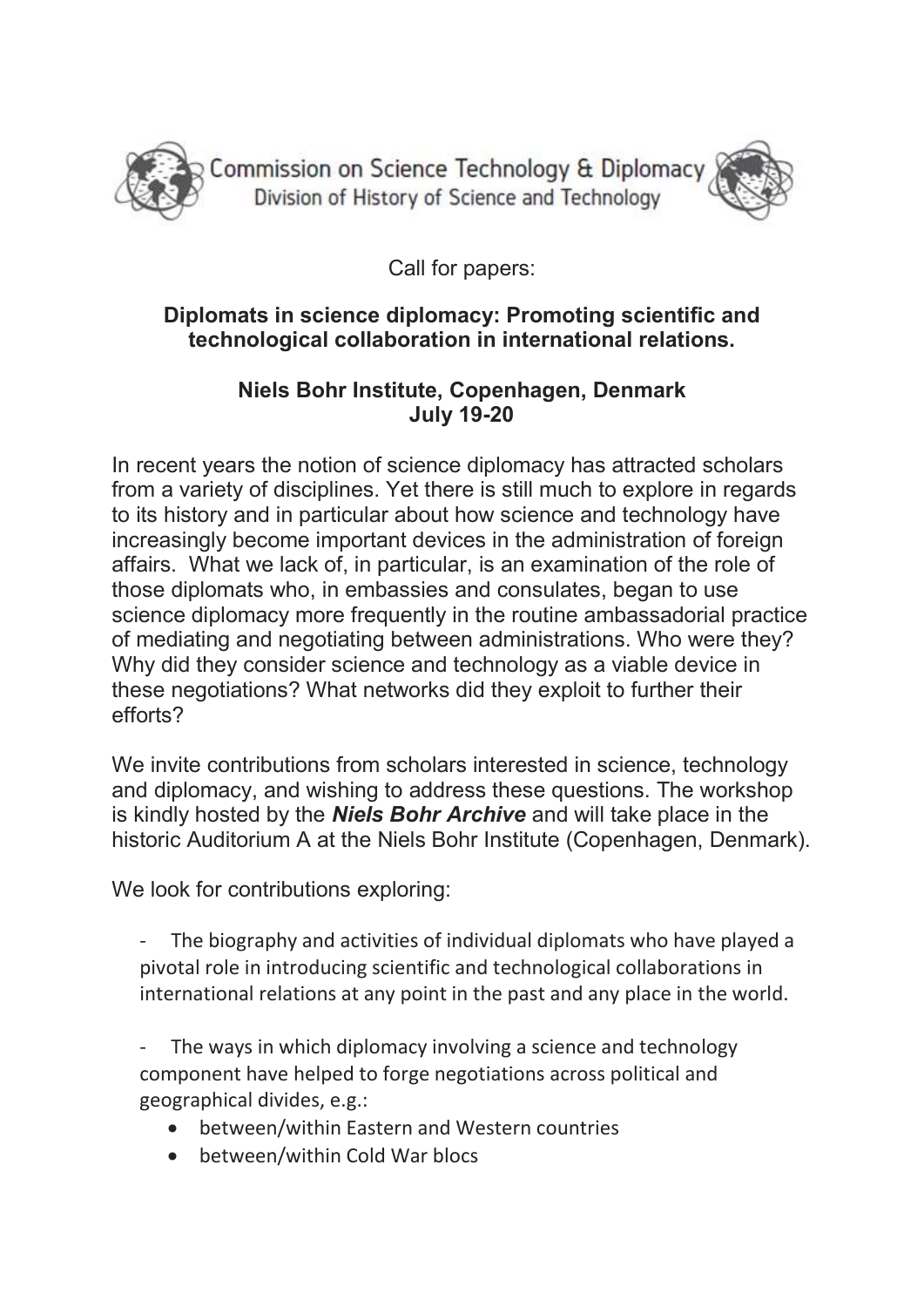Commission on Science Technology & Diplomacy
Division of History of Science and Technology

Call for papers:

**Diplomats in science diplomacy: Promoting scientific and technological collaboration in international relations.**

**Niels Bohr Institute, Copenhagen, Denmark**
**July 19-20**

In recent years the notion of science diplomacy has attracted scholars from a variety of disciplines. Yet there is still much to explore in regards to its history and in particular about how science and technology have increasingly become important devices in the administration of foreign affairs. What we lack of, in particular, is an examination of the role of those diplomats who, in embassies and consulates, began to use science diplomacy more frequently in the routine ambassadorial practice of mediating and negotiating between administrations. Who were they? Why did they consider science and technology as a viable device in these negotiations? What networks did they exploit to further their efforts?

We invite contributions from scholars interested in science, technology and diplomacy, and wishing to address these questions. The workshop is kindly hosted by the ***Niels Bohr Archive*** and will take place in the historic Auditorium A at the Niels Bohr Institute (Copenhagen, Denmark).

We look for contributions exploring:

- The biography and activities of individual diplomats who have played a pivotal role in introducing scientific and technological collaborations in international relations at any point in the past and any place in the world.

- The ways in which diplomacy involving a science and technology component have helped to forge negotiations across political and geographical divides, e.g.:
    - between/within Eastern and Western countries
    - between/within Cold War blocs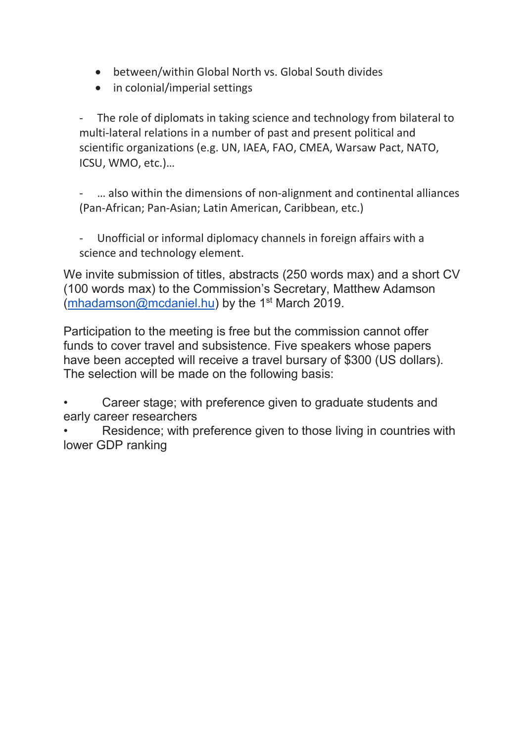- between/within Global North vs. Global South divides
- in colonial/imperial settings

- The role of diplomats in taking science and technology from bilateral to multi-lateral relations in a number of past and present political and scientific organizations (e.g. UN, IAEA, FAO, CMEA, Warsaw Pact, NATO, ICSU, WMO, etc.)…

- … also within the dimensions of non-alignment and continental alliances (Pan-African; Pan-Asian; Latin American, Caribbean, etc.)

- Unofficial or informal diplomacy channels in foreign affairs with a science and technology element.

We invite submission of titles, abstracts (250 words max) and a short CV (100 words max) to the Commission's Secretary, Matthew Adamson (mhadamson@mcdaniel.hu) by the 1st March 2019.

Participation to the meeting is free but the commission cannot offer funds to cover travel and subsistence. Five speakers whose papers have been accepted will receive a travel bursary of $300 (US dollars). The selection will be made on the following basis:

- Career stage; with preference given to graduate students and early career researchers
- Residence; with preference given to those living in countries with lower GDP ranking